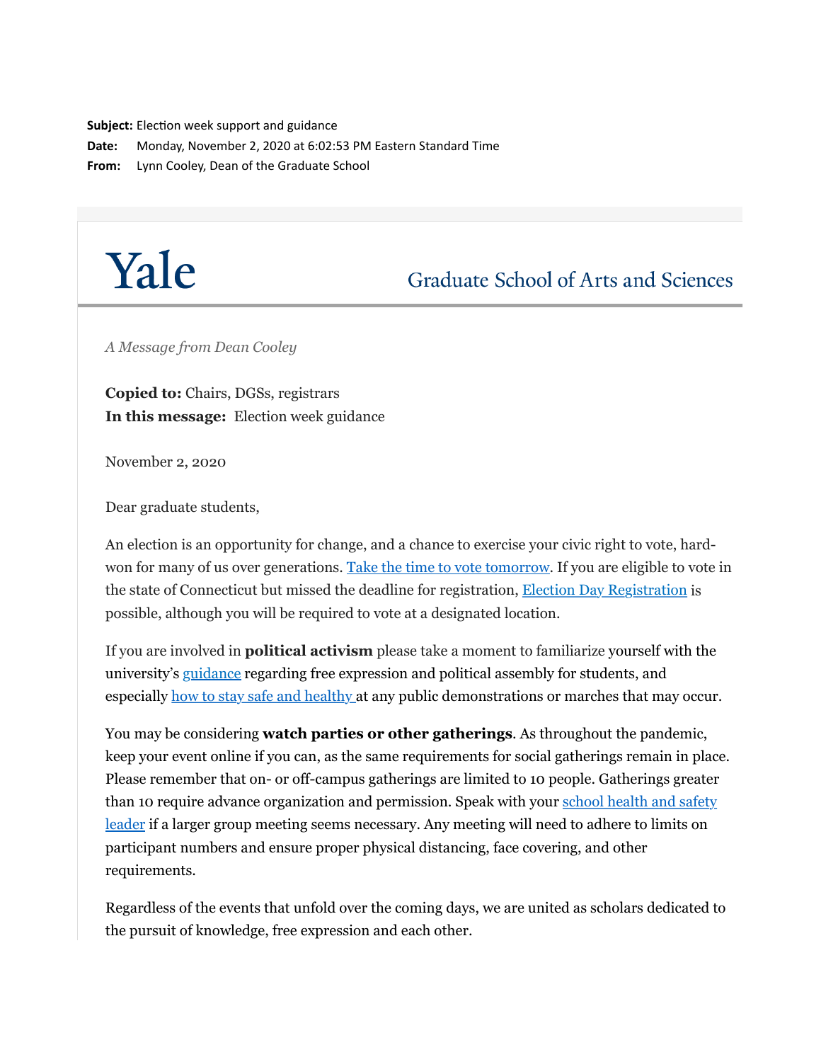**Subject:** Election week support and guidance
**Date:** Monday, November 2, 2020 at 6:02:53 PM Eastern Standard Time
**From:** Lynn Cooley, Dean of the Graduate School

Yale Graduate School of Arts and Sciences

*A Message from Dean Cooley*

**Copied to:** Chairs, DGSs, registrars
**In this message:** Election week guidance

November 2, 2020

Dear graduate students,

An election is an opportunity for change, and a chance to exercise your civic right to vote, hard-won for many of us over generations. Take the time to vote tomorrow. If you are eligible to vote in the state of Connecticut but missed the deadline for registration, Election Day Registration is possible, although you will be required to vote at a designated location.

If you are involved in **political activism** please take a moment to familiarize yourself with the university's guidance regarding free expression and political assembly for students, and especially how to stay safe and healthy at any public demonstrations or marches that may occur.

You may be considering **watch parties or other gatherings**. As throughout the pandemic, keep your event online if you can, as the same requirements for social gatherings remain in place. Please remember that on- or off-campus gatherings are limited to 10 people. Gatherings greater than 10 require advance organization and permission. Speak with your school health and safety leader if a larger group meeting seems necessary. Any meeting will need to adhere to limits on participant numbers and ensure proper physical distancing, face covering, and other requirements.

Regardless of the events that unfold over the coming days, we are united as scholars dedicated to the pursuit of knowledge, free expression and each other.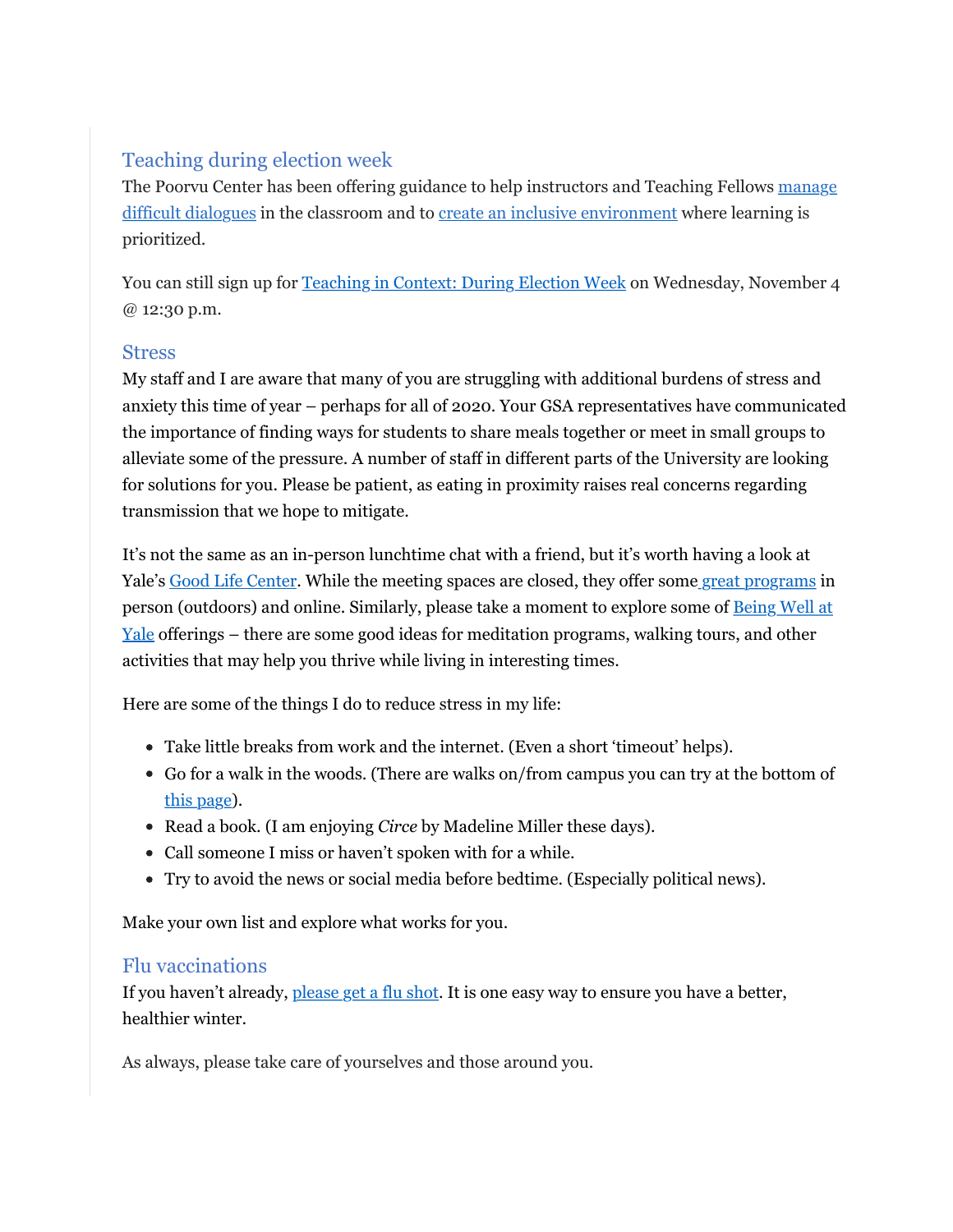## Teaching during election week

The Poorvu Center has been offering guidance to help instructors and Teaching Fellows manage difficult dialogues in the classroom and to create an inclusive environment where learning is prioritized.

You can still sign up for Teaching in Context: During Election Week on Wednesday, November 4 @ 12:30 p.m.

## Stress

My staff and I are aware that many of you are struggling with additional burdens of stress and anxiety this time of year – perhaps for all of 2020. Your GSA representatives have communicated the importance of finding ways for students to share meals together or meet in small groups to alleviate some of the pressure. A number of staff in different parts of the University are looking for solutions for you. Please be patient, as eating in proximity raises real concerns regarding transmission that we hope to mitigate.

It's not the same as an in-person lunchtime chat with a friend, but it's worth having a look at Yale's Good Life Center. While the meeting spaces are closed, they offer some great programs in person (outdoors) and online. Similarly, please take a moment to explore some of Being Well at Yale offerings – there are some good ideas for meditation programs, walking tours, and other activities that may help you thrive while living in interesting times.

Here are some of the things I do to reduce stress in my life:

- Take little breaks from work and the internet. (Even a short 'timeout' helps).
- Go for a walk in the woods. (There are walks on/from campus you can try at the bottom of this page).
- Read a book. (I am enjoying *Circe* by Madeline Miller these days).
- Call someone I miss or haven't spoken with for a while.
- Try to avoid the news or social media before bedtime. (Especially political news).

Make your own list and explore what works for you.

## Flu vaccinations

If you haven't already, please get a flu shot. It is one easy way to ensure you have a better, healthier winter.

As always, please take care of yourselves and those around you.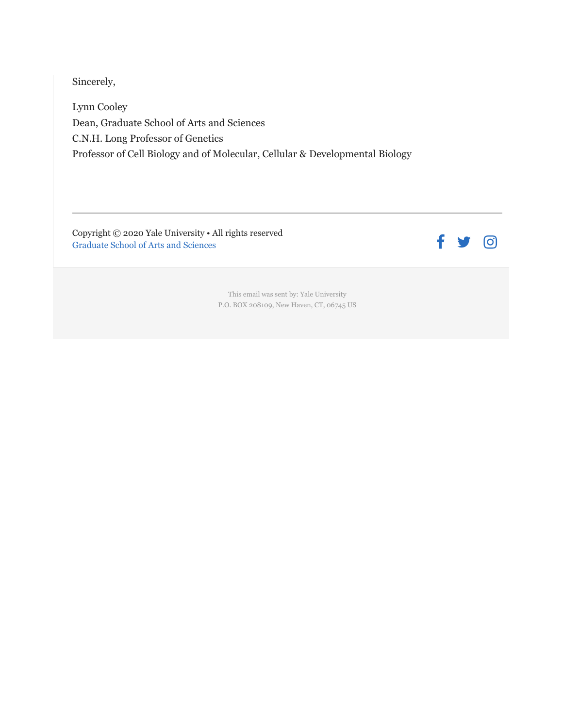Sincerely,

Lynn Cooley
Dean, Graduate School of Arts and Sciences
C.N.H. Long Professor of Genetics
Professor of Cell Biology and of Molecular, Cellular & Developmental Biology

---

Copyright © 2020 Yale University • All rights reserved
Graduate School of Arts and Sciences

This email was sent by: Yale University
P.O. BOX 208109, New Haven, CT, 06745 US